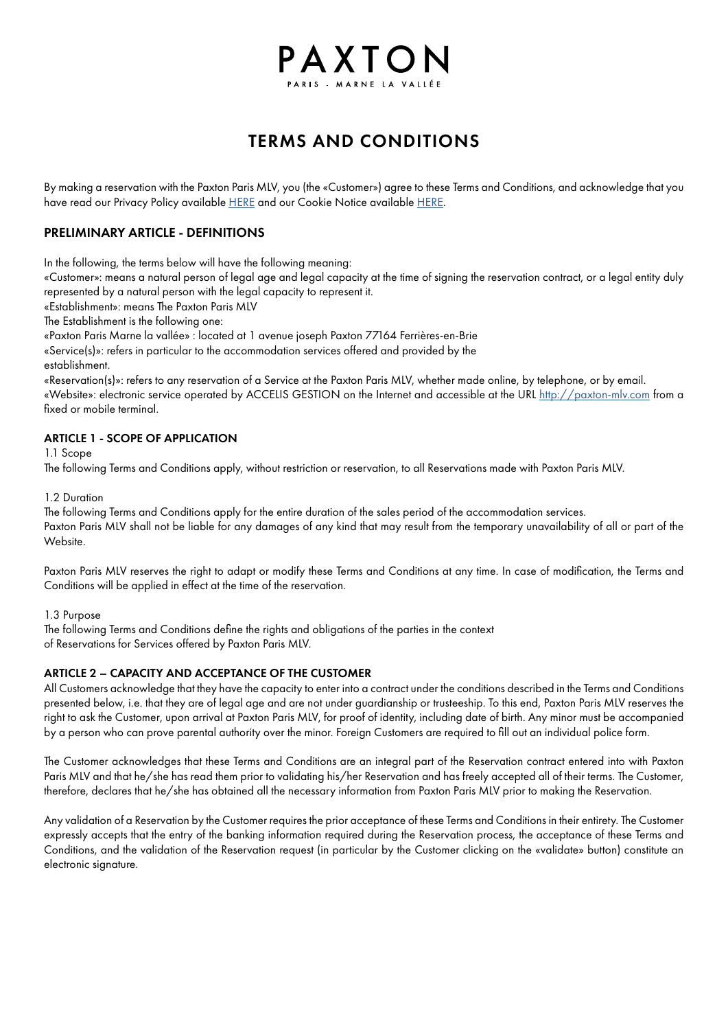# PAXTON

PARIS - MARNE LA VALLÉE

## TERMS AND CONDITIONS

By making a reservation with the Paxton Paris MLV, you (the «Customer») agree to these Terms and Conditions, and acknowledge that you have read our Privacy Policy available [HERE] and our Cookie Notice available [HERE].

### PRELIMINARY ARTICLE - DEFINITIONS

In the following, the terms below will have the following meaning:

«Customer»: means a natural person of legal age and legal capacity at the time of signing the reservation contract, or a legal entity duly represented by a natural person with the legal capacity to represent it.

«Establishment»: means The Paxton Paris MLV

The Establishment is the following one:

«Paxton Paris Marne la vallée» : located at 1 avenue joseph Paxton 77164 Ferrières-en-Brie

«Service(s)»: refers in particular to the accommodation services offered and provided by the establishment.

«Reservation(s)»: refers to any reservation of a Service at the Paxton Paris MLV, whether made online, by telephone, or by email.

«Website»: electronic service operated by ACCELIS GESTION on the Internet and accessible at the URL http://paxton-mlv.com from a fixed or mobile terminal.

### ARTICLE 1 - SCOPE OF APPLICATION

1.1 Scope

The following Terms and Conditions apply, without restriction or reservation, to all Reservations made with Paxton Paris MLV.

1.2 Duration

The following Terms and Conditions apply for the entire duration of the sales period of the accommodation services.

Paxton Paris MLV shall not be liable for any damages of any kind that may result from the temporary unavailability of all or part of the Website.

Paxton Paris MLV reserves the right to adapt or modify these Terms and Conditions at any time. In case of modification, the Terms and Conditions will be applied in effect at the time of the reservation.

1.3 Purpose

The following Terms and Conditions define the rights and obligations of the parties in the context of Reservations for Services offered by Paxton Paris MLV.

### ARTICLE 2 – CAPACITY AND ACCEPTANCE OF THE CUSTOMER

All Customers acknowledge that they have the capacity to enter into a contract under the conditions described in the Terms and Conditions presented below, i.e. that they are of legal age and are not under guardianship or trusteeship. To this end, Paxton Paris MLV reserves the right to ask the Customer, upon arrival at Paxton Paris MLV, for proof of identity, including date of birth. Any minor must be accompanied by a person who can prove parental authority over the minor. Foreign Customers are required to fill out an individual police form.

The Customer acknowledges that these Terms and Conditions are an integral part of the Reservation contract entered into with Paxton Paris MLV and that he/she has read them prior to validating his/her Reservation and has freely accepted all of their terms. The Customer, therefore, declares that he/she has obtained all the necessary information from Paxton Paris MLV prior to making the Reservation.

Any validation of a Reservation by the Customer requires the prior acceptance of these Terms and Conditions in their entirety. The Customer expressly accepts that the entry of the banking information required during the Reservation process, the acceptance of these Terms and Conditions, and the validation of the Reservation request (in particular by the Customer clicking on the «validate» button) constitute an electronic signature.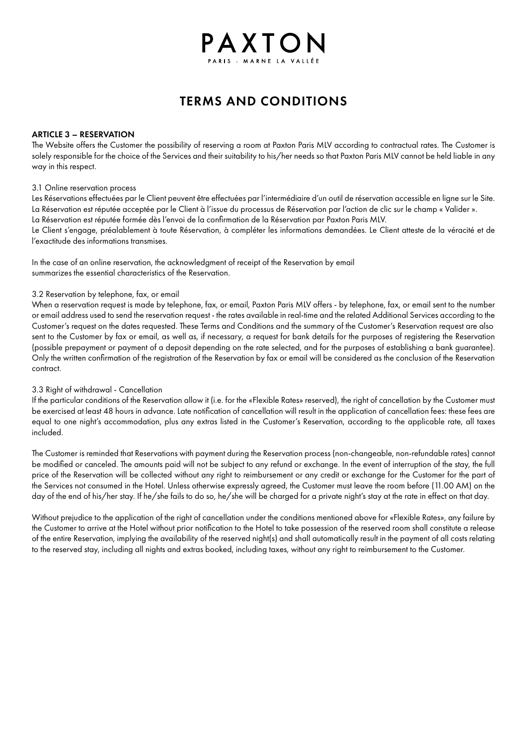# PAXTON

PARIS - MARNE LA VALLÉE

## TERMS AND CONDITIONS

### ARTICLE 3 – RESERVATION

The Website offers the Customer the possibility of reserving a room at Paxton Paris MLV according to contractual rates. The Customer is solely responsible for the choice of the Services and their suitability to his/her needs so that Paxton Paris MLV cannot be held liable in any way in this respect.

3.1 Online reservation process

Les Réservations effectuées par le Client peuvent être effectuées par l'intermédiaire d'un outil de réservation accessible en ligne sur le Site.
La Réservation est réputée acceptée par le Client à l'issue du processus de Réservation par l'action de clic sur le champ « Valider ».
La Réservation est réputée formée dès l'envoi de la confirmation de la Réservation par Paxton Paris MLV.
Le Client s'engage, préalablement à toute Réservation, à compléter les informations demandées. Le Client atteste de la véracité et de l'exactitude des informations transmises.

In the case of an online reservation, the acknowledgment of receipt of the Reservation by email summarizes the essential characteristics of the Reservation.

3.2 Reservation by telephone, fax, or email

When a reservation request is made by telephone, fax, or email, Paxton Paris MLV offers - by telephone, fax, or email sent to the number or email address used to send the reservation request - the rates available in real-time and the related Additional Services according to the Customer's request on the dates requested. These Terms and Conditions and the summary of the Customer's Reservation request are also sent to the Customer by fax or email, as well as, if necessary, a request for bank details for the purposes of registering the Reservation (possible prepayment or payment of a deposit depending on the rate selected, and for the purposes of establishing a bank guarantee). Only the written confirmation of the registration of the Reservation by fax or email will be considered as the conclusion of the Reservation contract.

3.3 Right of withdrawal - Cancellation

If the particular conditions of the Reservation allow it (i.e. for the «Flexible Rates» reserved), the right of cancellation by the Customer must be exercised at least 48 hours in advance. Late notification of cancellation will result in the application of cancellation fees: these fees are equal to one night's accommodation, plus any extras listed in the Customer's Reservation, according to the applicable rate, all taxes included.

The Customer is reminded that Reservations with payment during the Reservation process (non-changeable, non-refundable rates) cannot be modified or canceled. The amounts paid will not be subject to any refund or exchange. In the event of interruption of the stay, the full price of the Reservation will be collected without any right to reimbursement or any credit or exchange for the Customer for the part of the Services not consumed in the Hotel. Unless otherwise expressly agreed, the Customer must leave the room before (11.00 AM) on the day of the end of his/her stay. If he/she fails to do so, he/she will be charged for a private night's stay at the rate in effect on that day.

Without prejudice to the application of the right of cancellation under the conditions mentioned above for «Flexible Rates», any failure by the Customer to arrive at the Hotel without prior notification to the Hotel to take possession of the reserved room shall constitute a release of the entire Reservation, implying the availability of the reserved night(s) and shall automatically result in the payment of all costs relating to the reserved stay, including all nights and extras booked, including taxes, without any right to reimbursement to the Customer.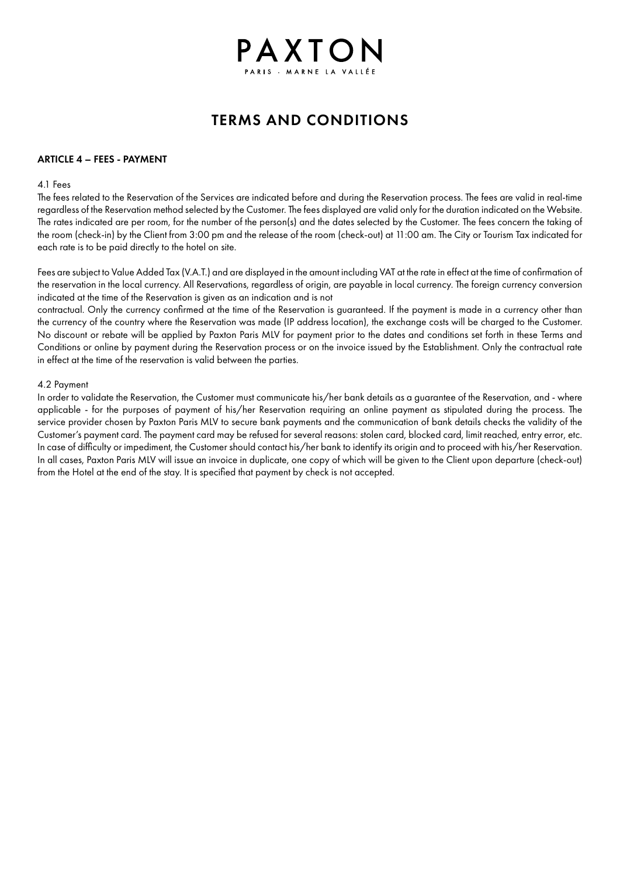# PAXTON

PARIS - MARNE LA VALLÉE

## TERMS AND CONDITIONS

### ARTICLE 4 – FEES - PAYMENT

4.1 Fees

The fees related to the Reservation of the Services are indicated before and during the Reservation process. The fees are valid in real-time regardless of the Reservation method selected by the Customer. The fees displayed are valid only for the duration indicated on the Website. The rates indicated are per room, for the number of the person(s) and the dates selected by the Customer. The fees concern the taking of the room (check-in) by the Client from 3:00 pm and the release of the room (check-out) at 11:00 am. The City or Tourism Tax indicated for each rate is to be paid directly to the hotel on site.

Fees are subject to Value Added Tax (V.A.T.) and are displayed in the amount including VAT at the rate in effect at the time of confirmation of the reservation in the local currency. All Reservations, regardless of origin, are payable in local currency. The foreign currency conversion indicated at the time of the Reservation is given as an indication and is not contractual. Only the currency confirmed at the time of the Reservation is guaranteed. If the payment is made in a currency other than the currency of the country where the Reservation was made (IP address location), the exchange costs will be charged to the Customer. No discount or rebate will be applied by Paxton Paris MLV for payment prior to the dates and conditions set forth in these Terms and Conditions or online by payment during the Reservation process or on the invoice issued by the Establishment. Only the contractual rate in effect at the time of the reservation is valid between the parties.

4.2 Payment

In order to validate the Reservation, the Customer must communicate his/her bank details as a guarantee of the Reservation, and - where applicable - for the purposes of payment of his/her Reservation requiring an online payment as stipulated during the process. The service provider chosen by Paxton Paris MLV to secure bank payments and the communication of bank details checks the validity of the Customer's payment card. The payment card may be refused for several reasons: stolen card, blocked card, limit reached, entry error, etc. In case of difficulty or impediment, the Customer should contact his/her bank to identify its origin and to proceed with his/her Reservation. In all cases, Paxton Paris MLV will issue an invoice in duplicate, one copy of which will be given to the Client upon departure (check-out) from the Hotel at the end of the stay. It is specified that payment by check is not accepted.